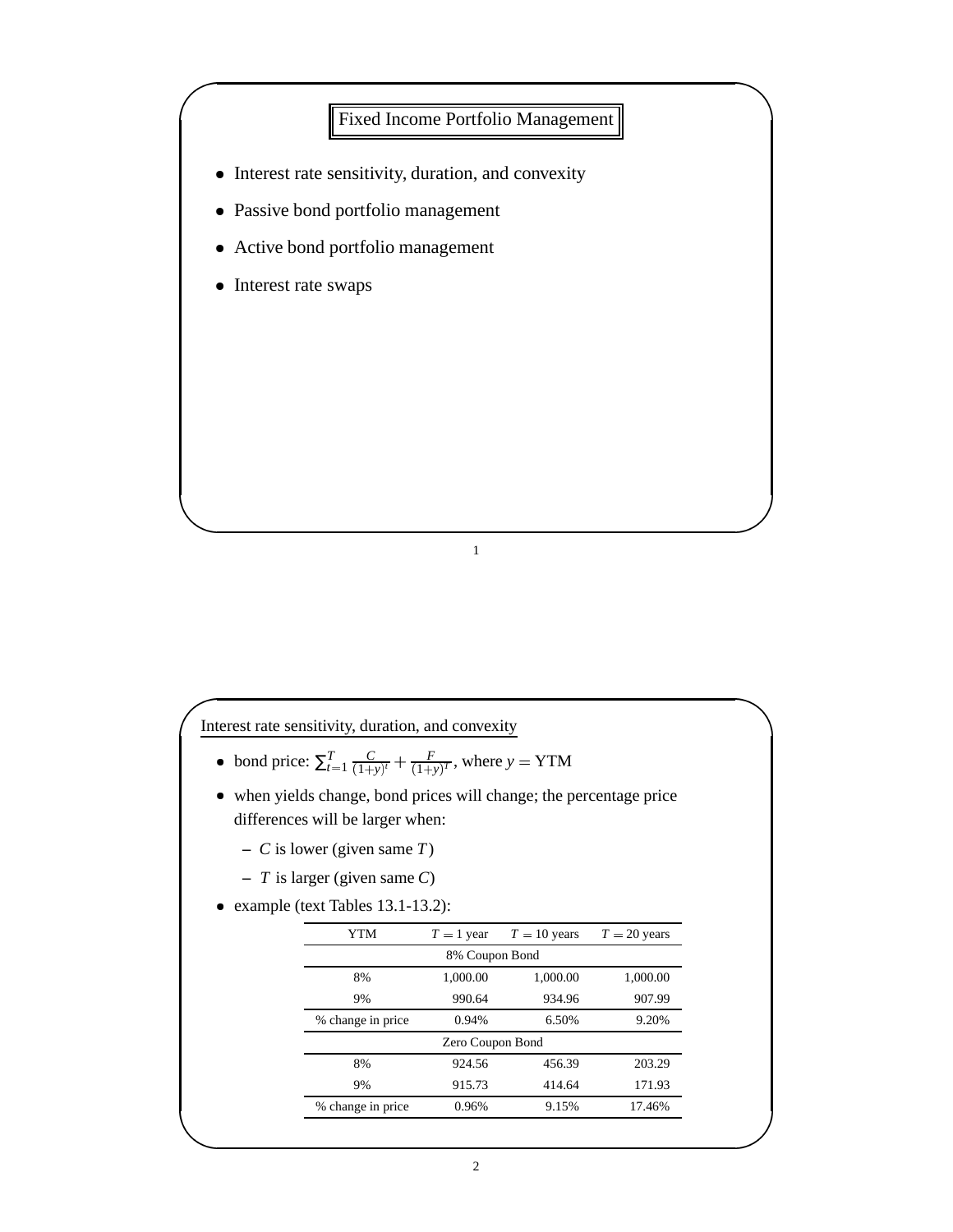# Fixed Income Portfolio Management

- Interest rate sensitivity, duration, and convexity
- Passive bond portfolio management
- Active bond portfolio management
- Interest rate swaps

## Interest rate sensitivity, duration, and convexity

- bond price: $\sum_{t=1}^{T} \frac{C}{(1+y)^t} + \frac{F}{(1+y)^T}$, where $y = \text{YTM}$
- when yields change, bond prices will change; the percentage price differences will be larger when:
  - $C$ is lower (given same $T$)
  - $T$ is larger (given same $C$)
- example (text Tables 13.1-13.2):

| YTM | $T = 1$ year | $T = 10$ years | $T = 20$ years |
|---|---|---|---|
| 8% Coupon Bond | | | |
| 8% | 1,000.00 | 1,000.00 | 1,000.00 |
| 9% | 990.64 | 934.96 | 907.99 |
| % change in price | 0.94% | 6.50% | 9.20% |
| Zero Coupon Bond | | | |
| 8% | 924.56 | 456.39 | 203.29 |
| 9% | 915.73 | 414.64 | 171.93 |
| % change in price | 0.96% | 9.15% | 17.46% |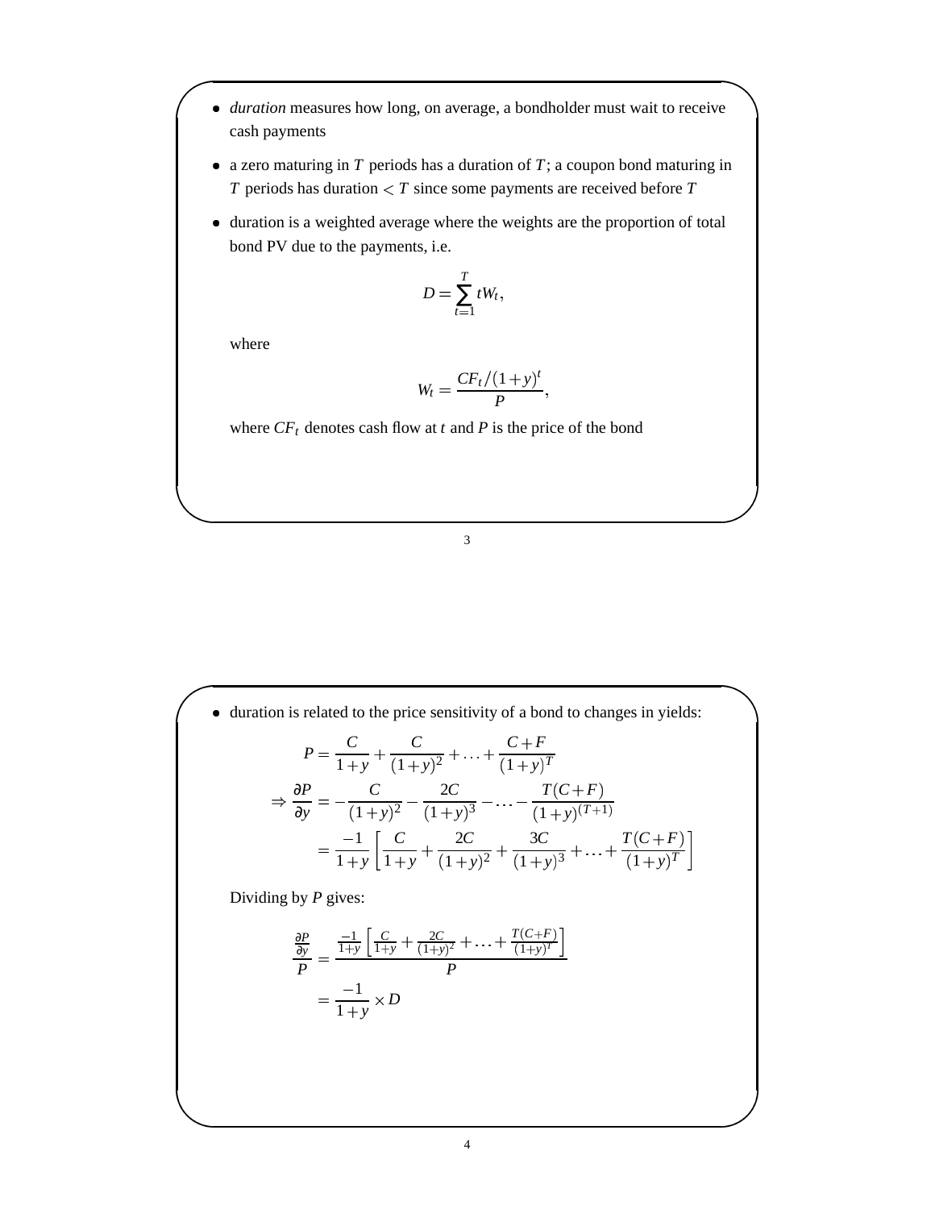- *duration* measures how long, on average, a bondholder must wait to receive cash payments
- a zero maturing in $T$ periods has a duration of $T$; a coupon bond maturing in $T$ periods has duration $< T$ since some payments are received before $T$
- duration is a weighted average where the weights are the proportion of total bond PV due to the payments, i.e.

$$D = \sum_{t=1}^{T} tW_t,$$

where

$$W_t = \frac{CF_t/(1+y)^t}{P},$$

where $CF_t$ denotes cash flow at $t$ and $P$ is the price of the bond

- duration is related to the price sensitivity of a bond to changes in yields:

$$P = \frac{C}{1+y} + \frac{C}{(1+y)^2} + \ldots + \frac{C+F}{(1+y)^T}$$

$$\Rightarrow \frac{\partial P}{\partial y} = -\frac{C}{(1+y)^2} - \frac{2C}{(1+y)^3} - \ldots - \frac{T(C+F)}{(1+y)^{(T+1)}}$$

$$= \frac{-1}{1+y}\left[\frac{C}{1+y} + \frac{2C}{(1+y)^2} + \frac{3C}{(1+y)^3} + \ldots + \frac{T(C+F)}{(1+y)^T}\right]$$

Dividing by $P$ gives:

$$\frac{\frac{\partial P}{\partial y}}{P} = \frac{\frac{-1}{1+y}\left[\frac{C}{1+y} + \frac{2C}{(1+y)^2} + \ldots + \frac{T(C+F)}{(1+y)^T}\right]}{P}$$

$$= \frac{-1}{1+y} \times D$$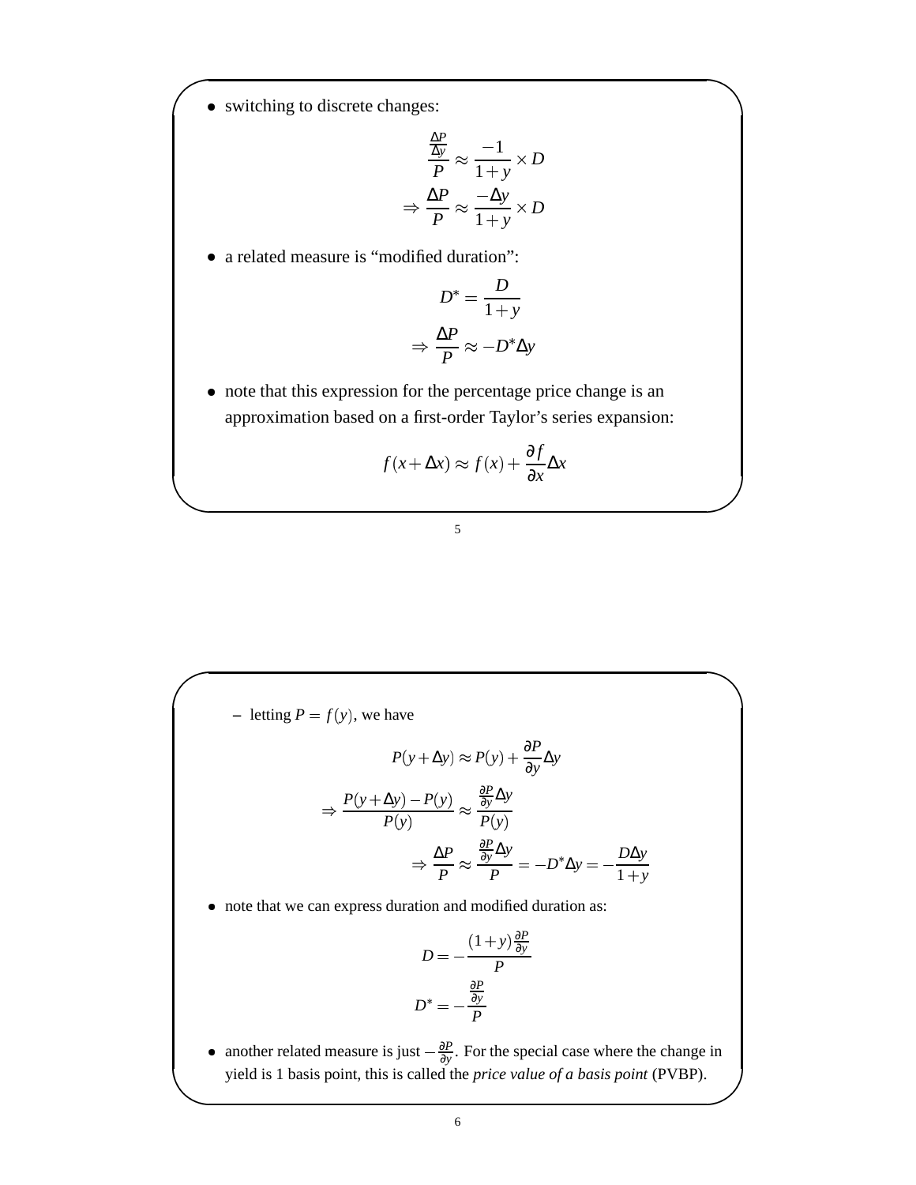- switching to discrete changes:

$$\frac{\frac{\Delta P}{\Delta y}}{P} \approx \frac{-1}{1+y} \times D$$

$$\Rightarrow \frac{\Delta P}{P} \approx \frac{-\Delta y}{1+y} \times D$$

- a related measure is "modified duration":

$$D^* = \frac{D}{1+y}$$

$$\Rightarrow \frac{\Delta P}{P} \approx -D^* \Delta y$$

- note that this expression for the percentage price change is an approximation based on a first-order Taylor's series expansion:

$$f(x+\Delta x) \approx f(x) + \frac{\partial f}{\partial x}\Delta x$$

  - letting $P = f(y)$, we have

$$P(y+\Delta y) \approx P(y) + \frac{\partial P}{\partial y}\Delta y$$

$$\Rightarrow \frac{P(y+\Delta y) - P(y)}{P(y)} \approx \frac{\frac{\partial P}{\partial y}\Delta y}{P(y)}$$

$$\Rightarrow \frac{\Delta P}{P} \approx \frac{\frac{\partial P}{\partial y}\Delta y}{P} = -D^* \Delta y = -\frac{D\Delta y}{1+y}$$

- note that we can express duration and modified duration as:

$$D = -\frac{(1+y)\frac{\partial P}{\partial y}}{P}$$

$$D^* = -\frac{\frac{\partial P}{\partial y}}{P}$$

- another related measure is just $-\frac{\partial P}{\partial y}$. For the special case where the change in yield is 1 basis point, this is called the *price value of a basis point* (PVBP).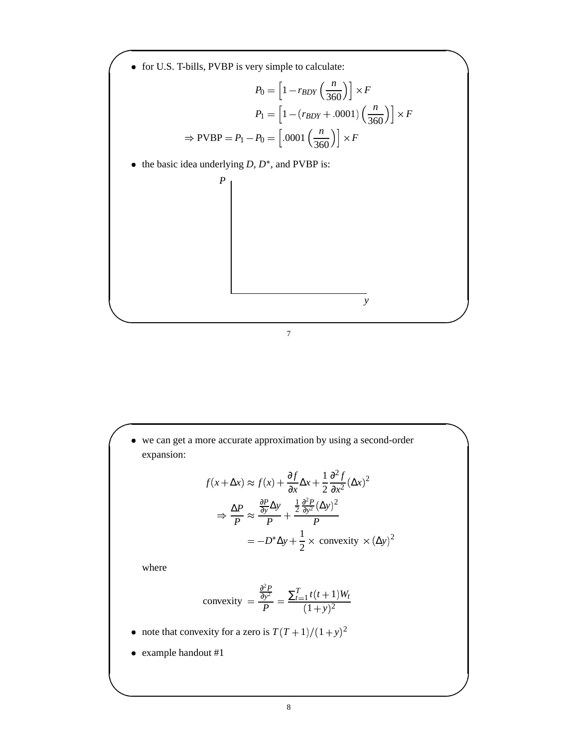- for U.S. T-bills, PVBP is very simple to calculate:

$$P_0 = \left[1 - r_{BDY}\left(\frac{n}{360}\right)\right] \times F$$

$$P_1 = \left[1 - (r_{BDY} + .0001)\left(\frac{n}{360}\right)\right] \times F$$

$$\Rightarrow \text{PVBP} = P_1 - P_0 = \left[.0001\left(\frac{n}{360}\right)\right] \times F$$

- the basic idea underlying $D$, $D^*$, and PVBP is:

$P$

$y$

- we can get a more accurate approximation by using a second-order expansion:

$$f(x+\Delta x) \approx f(x) + \frac{\partial f}{\partial x}\Delta x + \frac{1}{2}\frac{\partial^2 f}{\partial x^2}(\Delta x)^2$$

$$\Rightarrow \frac{\Delta P}{P} \approx \frac{\frac{\partial P}{\partial y}\Delta y}{P} + \frac{\frac{1}{2}\frac{\partial^2 P}{\partial y^2}(\Delta y)^2}{P}$$

$$= -D^*\Delta y + \frac{1}{2} \times \text{ convexity } \times (\Delta y)^2$$

where

$$\text{convexity } = \frac{\frac{\partial^2 P}{\partial y^2}}{P} = \frac{\sum_{t=1}^{T} t(t+1)W_t}{(1+y)^2}$$

- note that convexity for a zero is $T(T+1)/(1+y)^2$
- example handout #1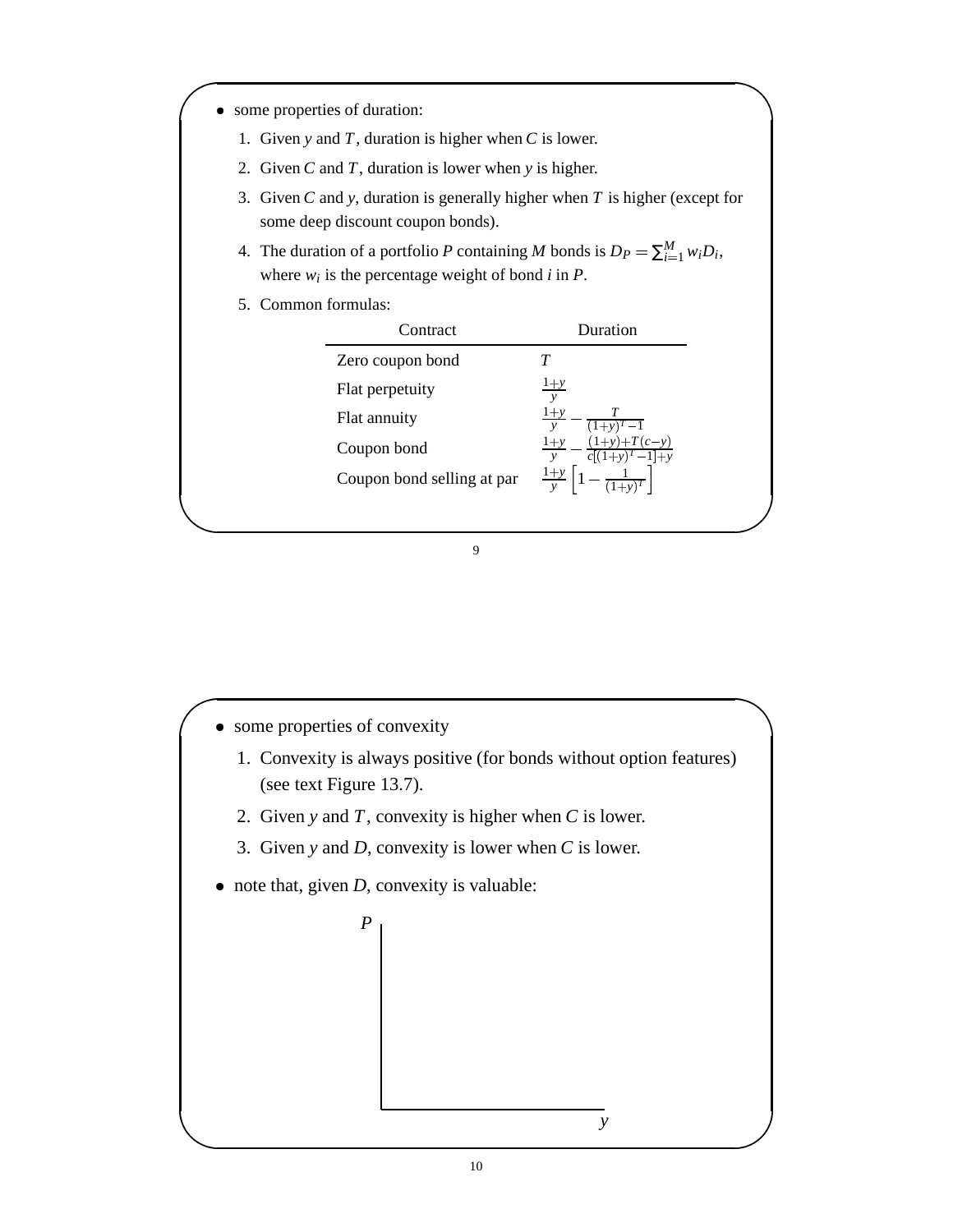- some properties of duration:

  1. Given $y$ and $T$, duration is higher when $C$ is lower.
  2. Given $C$ and $T$, duration is lower when $y$ is higher.
  3. Given $C$ and $y$, duration is generally higher when $T$ is higher (except for some deep discount coupon bonds).
  4. The duration of a portfolio $P$ containing $M$ bonds is $D_P = \sum_{i=1}^{M} w_i D_i$, where $w_i$ is the percentage weight of bond $i$ in $P$.
  5. Common formulas:

| Contract | Duration |
|---|---|
| Zero coupon bond | $T$ |
| Flat perpetuity | $\frac{1+y}{y}$ |
| Flat annuity | $\frac{1+y}{y} - \frac{T}{(1+y)^T - 1}$ |
| Coupon bond | $\frac{1+y}{y} - \frac{(1+y)+T(c-y)}{c[(1+y)^T-1]+y}$ |
| Coupon bond selling at par | $\frac{1+y}{y}\left[1 - \frac{1}{(1+y)^T}\right]$ |

- some properties of convexity

  1. Convexity is always positive (for bonds without option features) (see text Figure 13.7).
  2. Given $y$ and $T$, convexity is higher when $C$ is lower.
  3. Given $y$ and $D$, convexity is lower when $C$ is lower.

- note that, given $D$, convexity is valuable:

$P$

$y$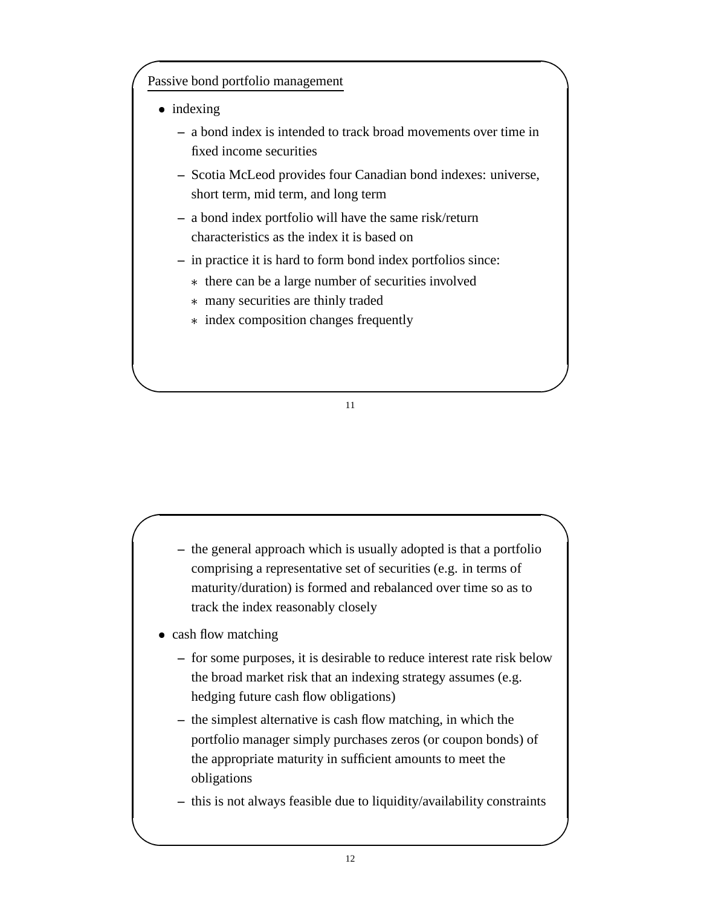## Passive bond portfolio management

- indexing
  - a bond index is intended to track broad movements over time in fixed income securities
  - Scotia McLeod provides four Canadian bond indexes: universe, short term, mid term, and long term
  - a bond index portfolio will have the same risk/return characteristics as the index it is based on
  - in practice it is hard to form bond index portfolios since:
    * there can be a large number of securities involved
    * many securities are thinly traded
    * index composition changes frequently
  - the general approach which is usually adopted is that a portfolio comprising a representative set of securities (e.g. in terms of maturity/duration) is formed and rebalanced over time so as to track the index reasonably closely
- cash flow matching
  - for some purposes, it is desirable to reduce interest rate risk below the broad market risk that an indexing strategy assumes (e.g. hedging future cash flow obligations)
  - the simplest alternative is cash flow matching, in which the portfolio manager simply purchases zeros (or coupon bonds) of the appropriate maturity in sufficient amounts to meet the obligations
  - this is not always feasible due to liquidity/availability constraints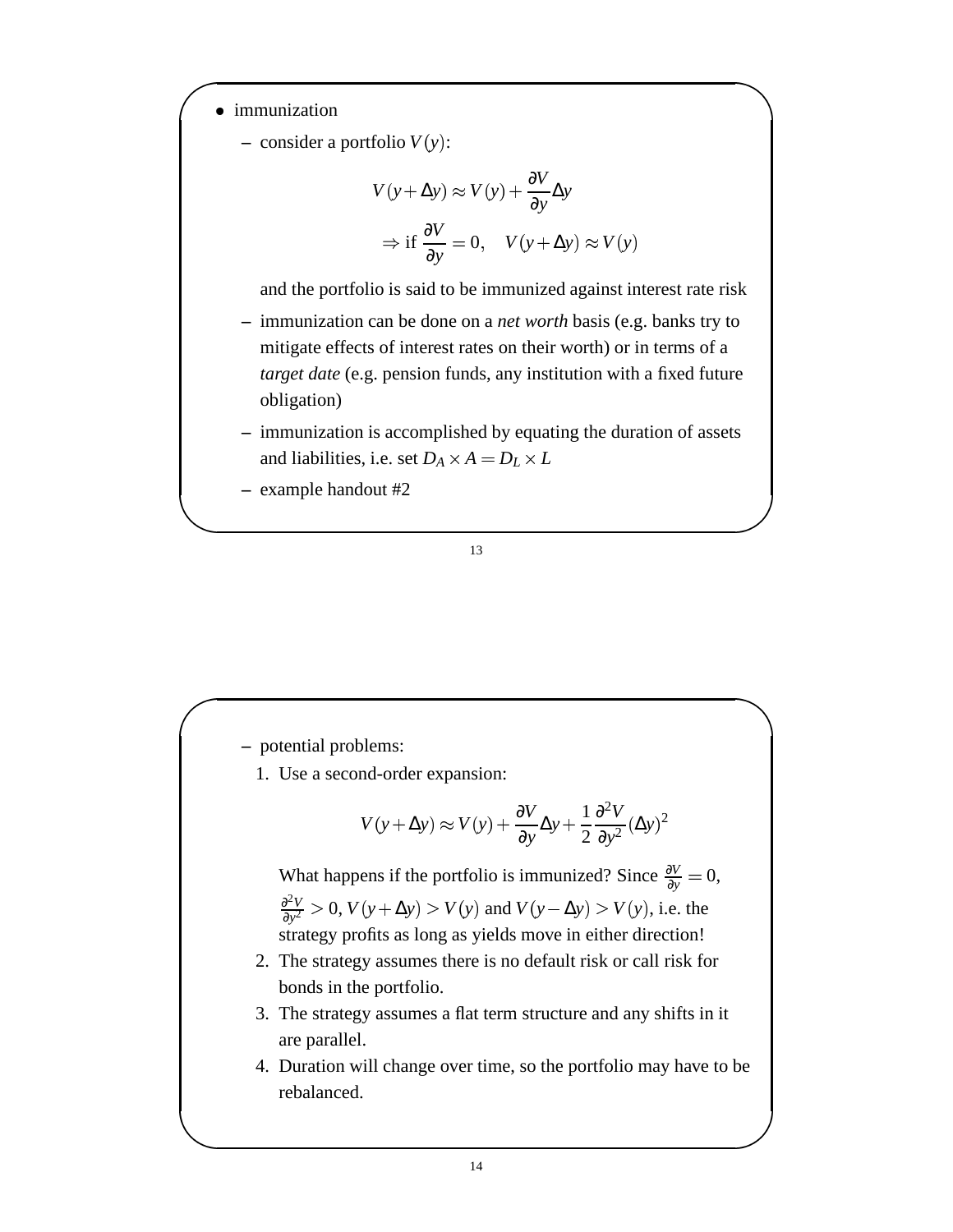- immunization
  - consider a portfolio $V(y)$:

$$V(y+\Delta y) \approx V(y) + \frac{\partial V}{\partial y}\Delta y$$

$$\Rightarrow \text{if } \frac{\partial V}{\partial y} = 0, \quad V(y+\Delta y) \approx V(y)$$

    and the portfolio is said to be immunized against interest rate risk
  - immunization can be done on a *net worth* basis (e.g. banks try to mitigate effects of interest rates on their worth) or in terms of a *target date* (e.g. pension funds, any institution with a fixed future obligation)
  - immunization is accomplished by equating the duration of assets and liabilities, i.e. set $D_A \times A = D_L \times L$
  - example handout #2

- potential problems:
  1. Use a second-order expansion:

$$V(y+\Delta y) \approx V(y) + \frac{\partial V}{\partial y}\Delta y + \frac{1}{2}\frac{\partial^2 V}{\partial y^2}(\Delta y)^2$$

     What happens if the portfolio is immunized? Since $\frac{\partial V}{\partial y} = 0$, $\frac{\partial^2 V}{\partial y^2} > 0$, $V(y+\Delta y) > V(y)$ and $V(y-\Delta y) > V(y)$, i.e. the strategy profits as long as yields move in either direction!
  2. The strategy assumes there is no default risk or call risk for bonds in the portfolio.
  3. The strategy assumes a flat term structure and any shifts in it are parallel.
  4. Duration will change over time, so the portfolio may have to be rebalanced.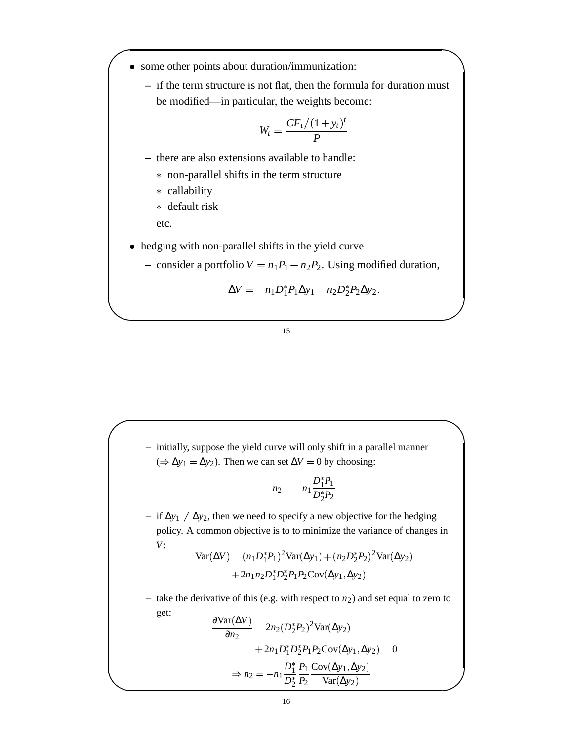- some other points about duration/immunization:
  - if the term structure is not flat, then the formula for duration must be modified—in particular, the weights become:

$$W_t = \frac{CF_t/(1+y_t)^t}{P}$$

  - there are also extensions available to handle:
    - non-parallel shifts in the term structure
    - callability
    - default risk

    etc.

- hedging with non-parallel shifts in the yield curve
  - consider a portfolio $V = n_1 P_1 + n_2 P_2$. Using modified duration,

$$\Delta V = -n_1 D_1^* P_1 \Delta y_1 - n_2 D_2^* P_2 \Delta y_2.$$

  - initially, suppose the yield curve will only shift in a parallel manner ($\Rightarrow \Delta y_1 = \Delta y_2$). Then we can set $\Delta V = 0$ by choosing:

$$n_2 = -n_1 \frac{D_1^* P_1}{D_2^* P_2}$$

  - if $\Delta y_1 \neq \Delta y_2$, then we need to specify a new objective for the hedging policy. A common objective is to to minimize the variance of changes in $V$:

$$\begin{aligned} \text{Var}(\Delta V) &= (n_1 D_1^* P_1)^2 \text{Var}(\Delta y_1) + (n_2 D_2^* P_2)^2 \text{Var}(\Delta y_2) \\ &\quad + 2 n_1 n_2 D_1^* D_2^* P_1 P_2 \text{Cov}(\Delta y_1, \Delta y_2) \end{aligned}$$

  - take the derivative of this (e.g. with respect to $n_2$) and set equal to zero to get:

$$\begin{aligned} \frac{\partial \text{Var}(\Delta V)}{\partial n_2} &= 2 n_2 (D_2^* P_2)^2 \text{Var}(\Delta y_2) \\ &\quad + 2 n_1 D_1^* D_2^* P_1 P_2 \text{Cov}(\Delta y_1, \Delta y_2) = 0 \\ \Rightarrow n_2 &= -n_1 \frac{D_1^*}{D_2^*} \frac{P_1}{P_2} \frac{\text{Cov}(\Delta y_1, \Delta y_2)}{\text{Var}(\Delta y_2)} \end{aligned}$$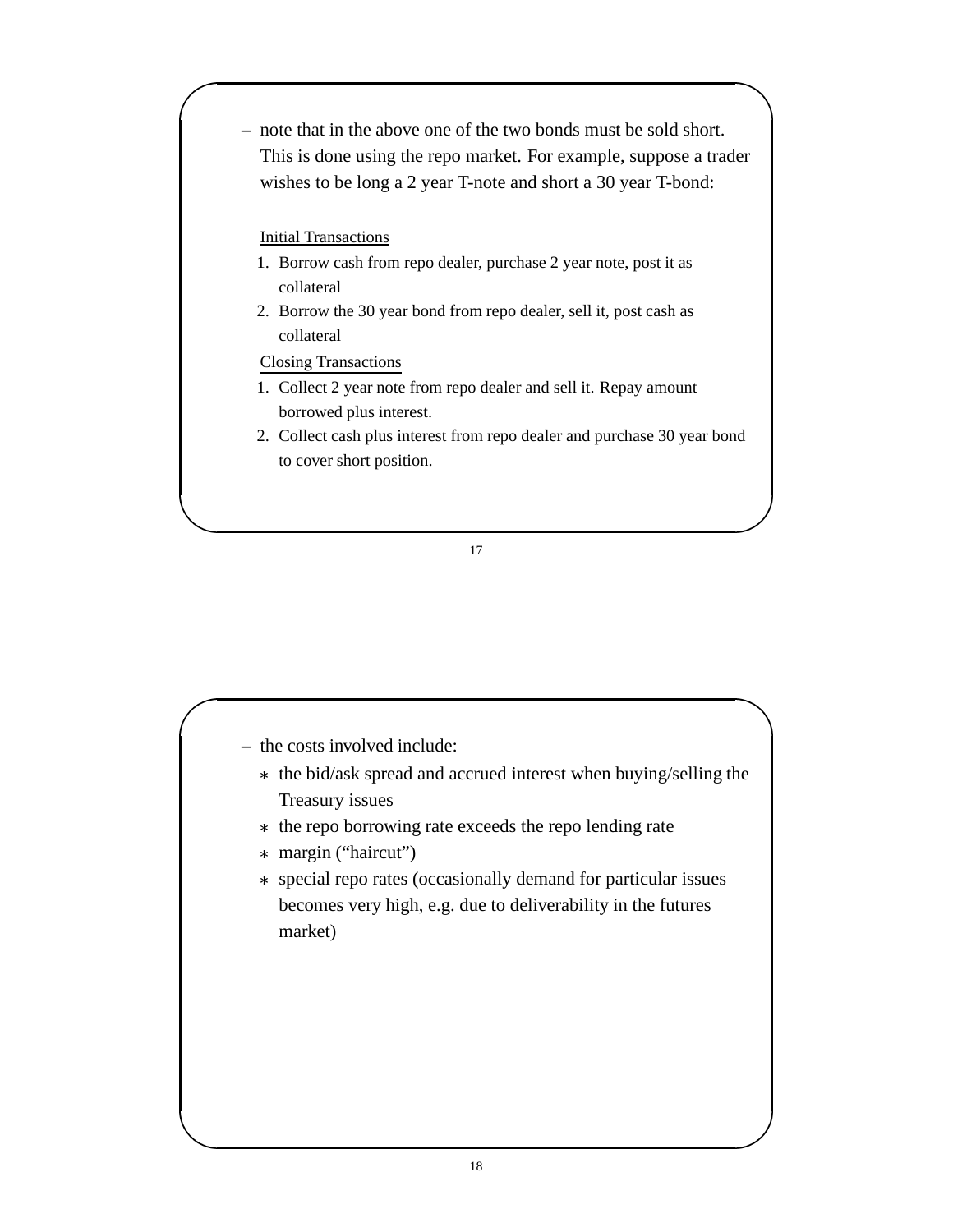- note that in the above one of the two bonds must be sold short. This is done using the repo market. For example, suppose a trader wishes to be long a 2 year T-note and short a 30 year T-bond:

  Initial Transactions

  1. Borrow cash from repo dealer, purchase 2 year note, post it as collateral
  2. Borrow the 30 year bond from repo dealer, sell it, post cash as collateral

  Closing Transactions

  1. Collect 2 year note from repo dealer and sell it. Repay amount borrowed plus interest.
  2. Collect cash plus interest from repo dealer and purchase 30 year bond to cover short position.

- the costs involved include:
  * the bid/ask spread and accrued interest when buying/selling the Treasury issues
  * the repo borrowing rate exceeds the repo lending rate
  * margin ("haircut")
  * special repo rates (occasionally demand for particular issues becomes very high, e.g. due to deliverability in the futures market)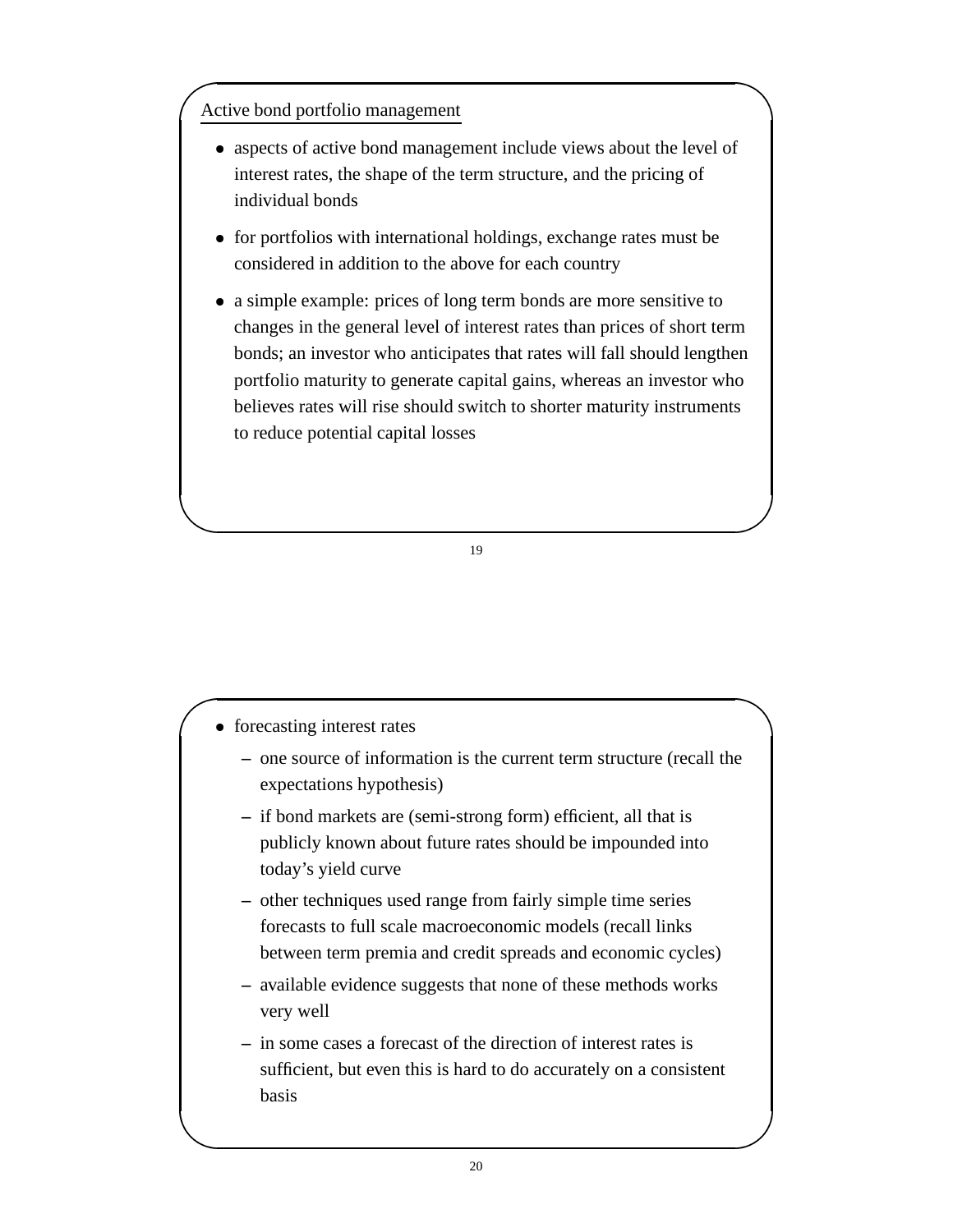## Active bond portfolio management

- aspects of active bond management include views about the level of interest rates, the shape of the term structure, and the pricing of individual bonds
- for portfolios with international holdings, exchange rates must be considered in addition to the above for each country
- a simple example: prices of long term bonds are more sensitive to changes in the general level of interest rates than prices of short term bonds; an investor who anticipates that rates will fall should lengthen portfolio maturity to generate capital gains, whereas an investor who believes rates will rise should switch to shorter maturity instruments to reduce potential capital losses

- forecasting interest rates
  - one source of information is the current term structure (recall the expectations hypothesis)
  - if bond markets are (semi-strong form) efficient, all that is publicly known about future rates should be impounded into today's yield curve
  - other techniques used range from fairly simple time series forecasts to full scale macroeconomic models (recall links between term premia and credit spreads and economic cycles)
  - available evidence suggests that none of these methods works very well
  - in some cases a forecast of the direction of interest rates is sufficient, but even this is hard to do accurately on a consistent basis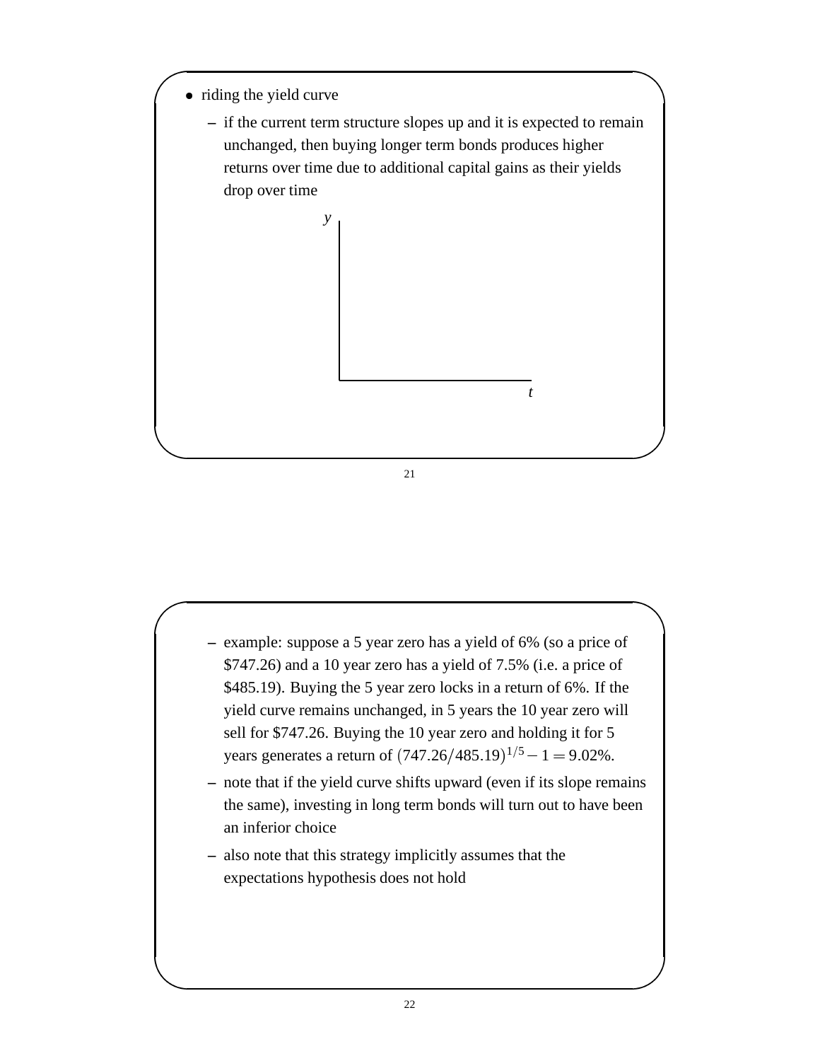- riding the yield curve
  - if the current term structure slopes up and it is expected to remain unchanged, then buying longer term bonds produces higher returns over time due to additional capital gains as their yields drop over time

$y$

$t$

- example: suppose a 5 year zero has a yield of 6% (so a price of $747.26) and a 10 year zero has a yield of 7.5% (i.e. a price of $485.19). Buying the 5 year zero locks in a return of 6%. If the yield curve remains unchanged, in 5 years the 10 year zero will sell for $747.26. Buying the 10 year zero and holding it for 5 years generates a return of $(747.26/485.19)^{1/5} - 1 = 9.02\%$.
- note that if the yield curve shifts upward (even if its slope remains the same), investing in long term bonds will turn out to have been an inferior choice
- also note that this strategy implicitly assumes that the expectations hypothesis does not hold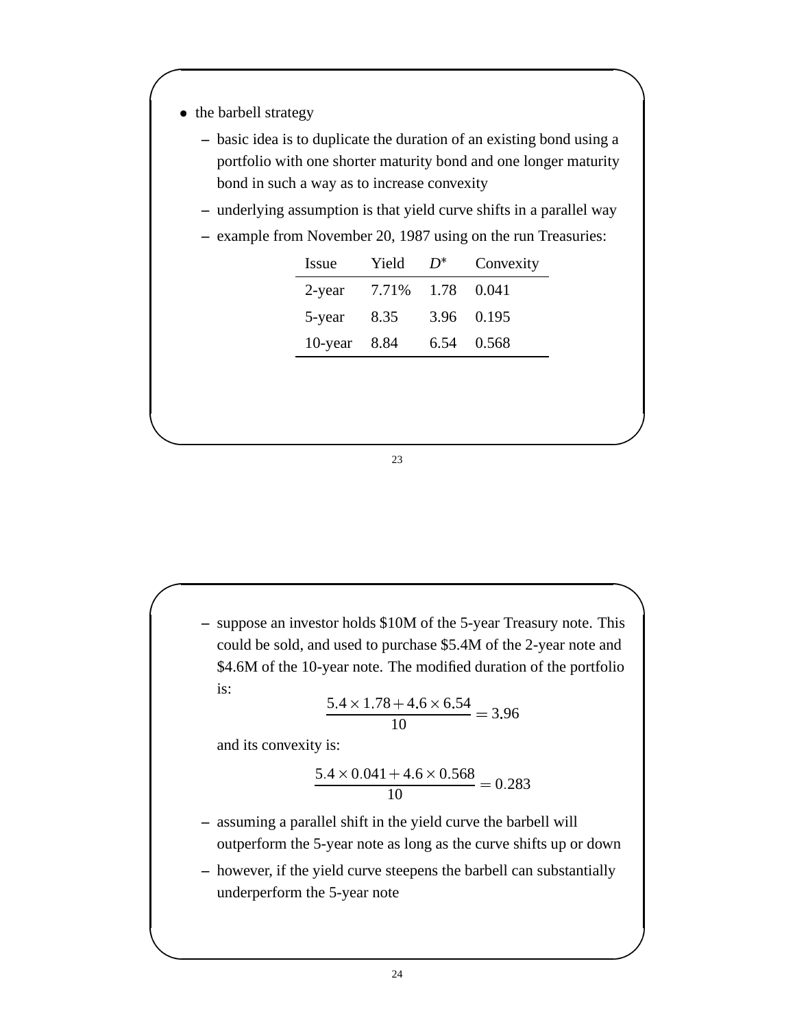- the barbell strategy
  - basic idea is to duplicate the duration of an existing bond using a portfolio with one shorter maturity bond and one longer maturity bond in such a way as to increase convexity
  - underlying assumption is that yield curve shifts in a parallel way
  - example from November 20, 1987 using on the run Treasuries:

| Issue | Yield | $D^*$ | Convexity |
|---|---|---|---|
| 2-year | 7.71% | 1.78 | 0.041 |
| 5-year | 8.35 | 3.96 | 0.195 |
| 10-year | 8.84 | 6.54 | 0.568 |

  - suppose an investor holds \$10M of the 5-year Treasury note. This could be sold, and used to purchase \$5.4M of the 2-year note and \$4.6M of the 10-year note. The modified duration of the portfolio is:

$$\frac{5.4 \times 1.78 + 4.6 \times 6.54}{10} = 3.96$$

    and its convexity is:

$$\frac{5.4 \times 0.041 + 4.6 \times 0.568}{10} = 0.283$$

  - assuming a parallel shift in the yield curve the barbell will outperform the 5-year note as long as the curve shifts up or down
  - however, if the yield curve steepens the barbell can substantially underperform the 5-year note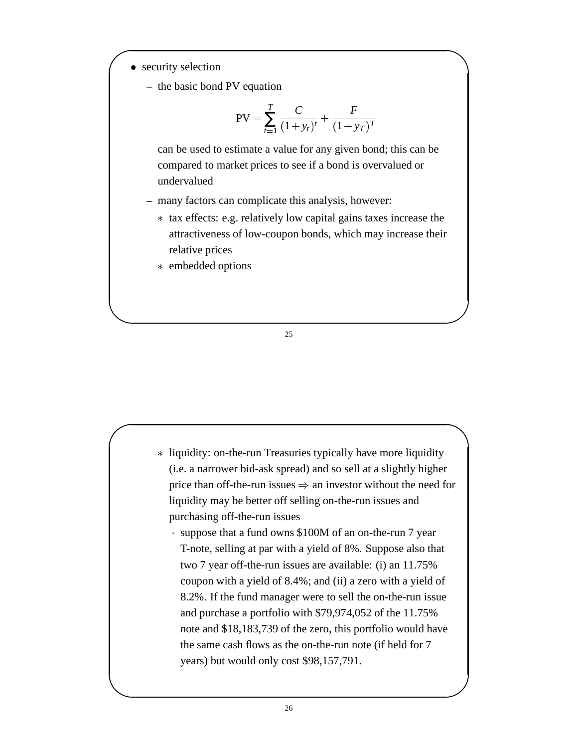- security selection
  - the basic bond PV equation

$$\text{PV} = \sum_{t=1}^{T} \frac{C}{(1+y_t)^t} + \frac{F}{(1+y_T)^T}$$

    can be used to estimate a value for any given bond; this can be compared to market prices to see if a bond is overvalued or undervalued
  - many factors can complicate this analysis, however:
    * tax effects: e.g. relatively low capital gains taxes increase the attractiveness of low-coupon bonds, which may increase their relative prices
    * embedded options
    * liquidity: on-the-run Treasuries typically have more liquidity (i.e. a narrower bid-ask spread) and so sell at a slightly higher price than off-the-run issues $\Rightarrow$ an investor without the need for liquidity may be better off selling on-the-run issues and purchasing off-the-run issues
      · suppose that a fund owns \$100M of an on-the-run 7 year T-note, selling at par with a yield of 8%. Suppose also that two 7 year off-the-run issues are available: (i) an 11.75% coupon with a yield of 8.4%; and (ii) a zero with a yield of 8.2%. If the fund manager were to sell the on-the-run issue and purchase a portfolio with \$79,974,052 of the 11.75% note and \$18,183,739 of the zero, this portfolio would have the same cash flows as the on-the-run note (if held for 7 years) but would only cost \$98,157,791.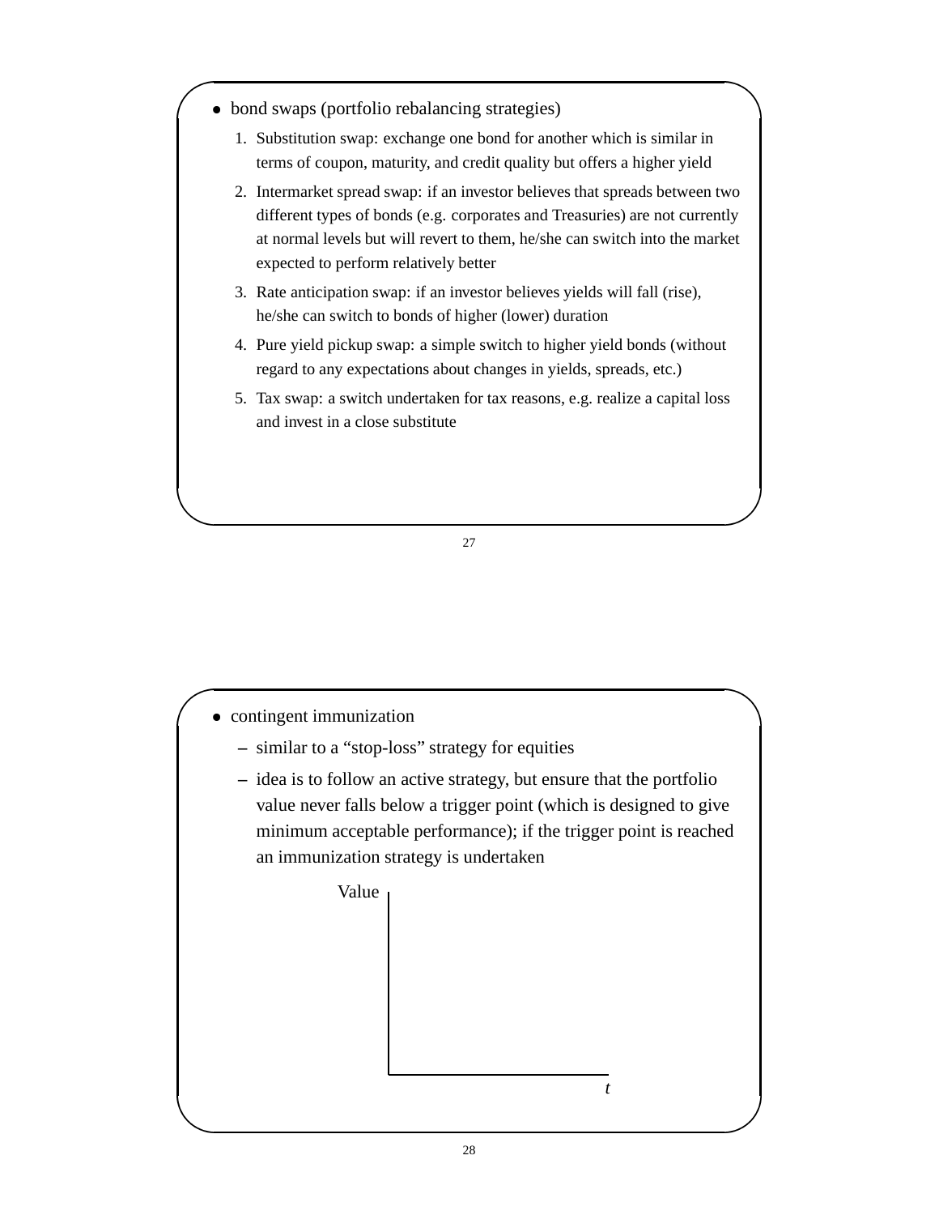- bond swaps (portfolio rebalancing strategies)
  1. Substitution swap: exchange one bond for another which is similar in terms of coupon, maturity, and credit quality but offers a higher yield
  2. Intermarket spread swap: if an investor believes that spreads between two different types of bonds (e.g. corporates and Treasuries) are not currently at normal levels but will revert to them, he/she can switch into the market expected to perform relatively better
  3. Rate anticipation swap: if an investor believes yields will fall (rise), he/she can switch to bonds of higher (lower) duration
  4. Pure yield pickup swap: a simple switch to higher yield bonds (without regard to any expectations about changes in yields, spreads, etc.)
  5. Tax swap: a switch undertaken for tax reasons, e.g. realize a capital loss and invest in a close substitute

- contingent immunization
  - similar to a "stop-loss" strategy for equities
  - idea is to follow an active strategy, but ensure that the portfolio value never falls below a trigger point (which is designed to give minimum acceptable performance); if the trigger point is reached an immunization strategy is undertaken

Value

$t$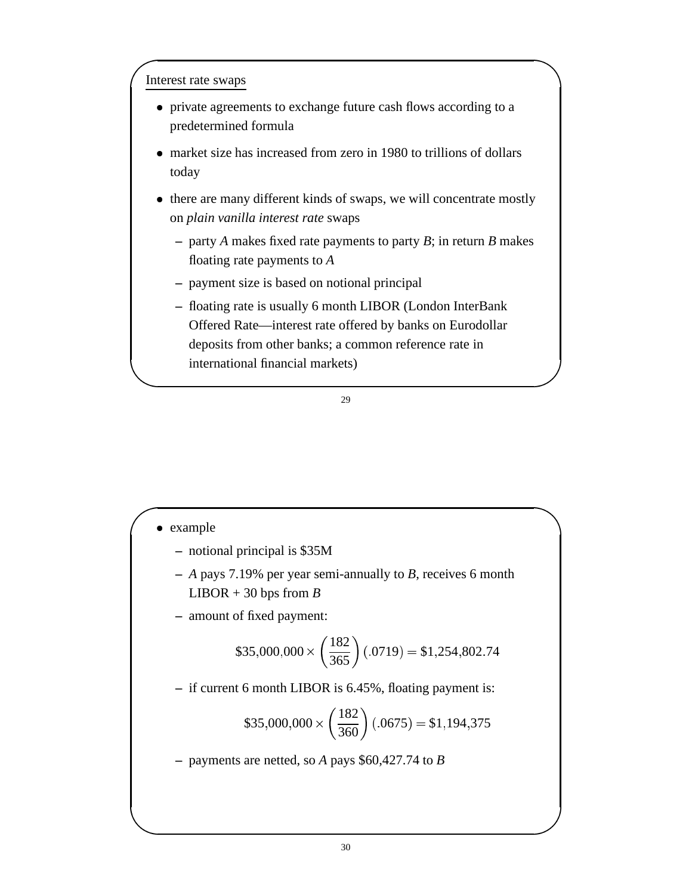## Interest rate swaps

- private agreements to exchange future cash flows according to a predetermined formula
- market size has increased from zero in 1980 to trillions of dollars today
- there are many different kinds of swaps, we will concentrate mostly on *plain vanilla interest rate* swaps
  - party *A* makes fixed rate payments to party *B*; in return *B* makes floating rate payments to *A*
  - payment size is based on notional principal
  - floating rate is usually 6 month LIBOR (London InterBank Offered Rate—interest rate offered by banks on Eurodollar deposits from other banks; a common reference rate in international financial markets)

- example
  - notional principal is \$35M
  - *A* pays 7.19% per year semi-annually to *B*, receives 6 month LIBOR + 30 bps from *B*
  - amount of fixed payment:

$$\$35{,}000{,}000 \times \left(\frac{182}{365}\right)(.0719) = \$1{,}254{,}802.74$$

  - if current 6 month LIBOR is 6.45%, floating payment is:

$$\$35{,}000{,}000 \times \left(\frac{182}{360}\right)(.0675) = \$1{,}194{,}375$$

  - payments are netted, so *A* pays \$60,427.74 to *B*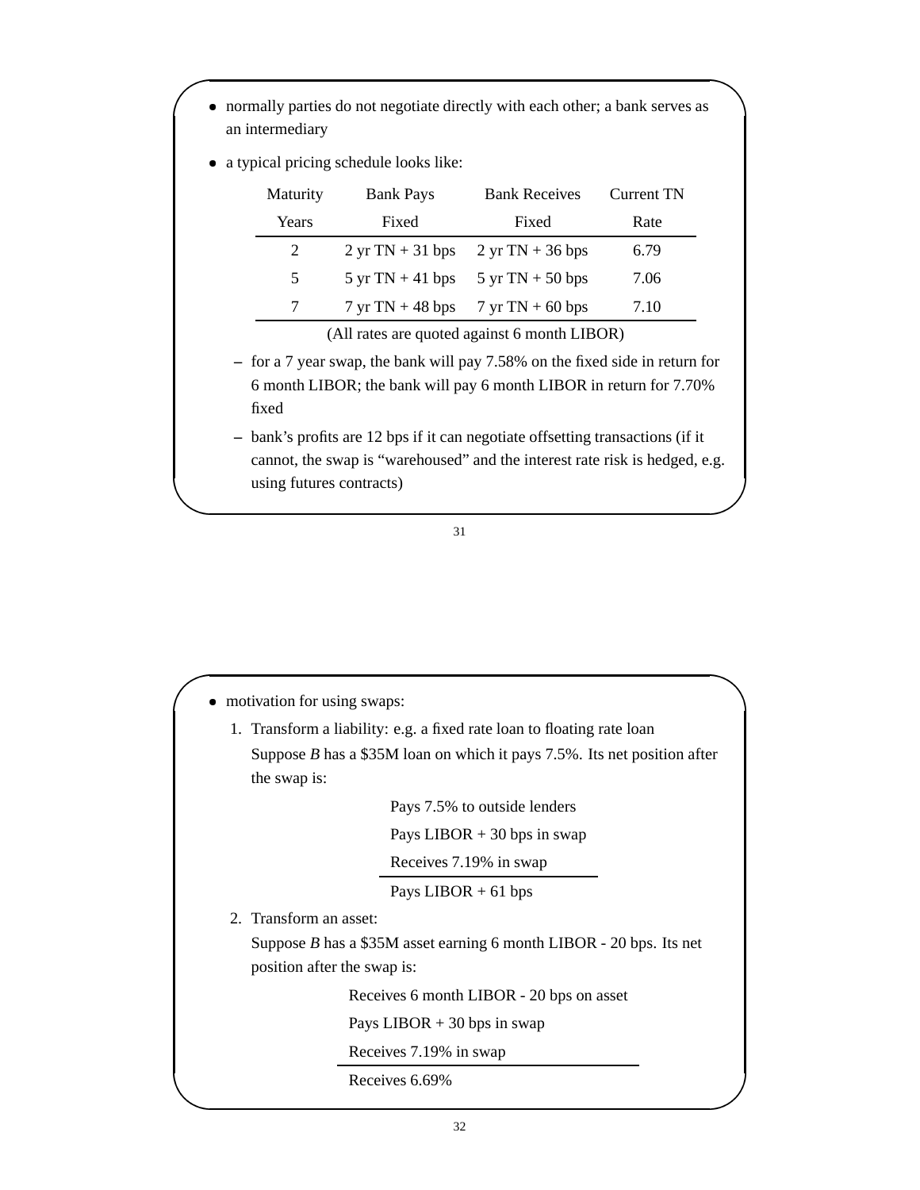- normally parties do not negotiate directly with each other; a bank serves as an intermediary
- a typical pricing schedule looks like:

| Maturity Years | Bank Pays Fixed | Bank Receives Fixed | Current TN Rate |
|---|---|---|---|
| 2 | 2 yr TN + 31 bps | 2 yr TN + 36 bps | 6.79 |
| 5 | 5 yr TN + 41 bps | 5 yr TN + 50 bps | 7.06 |
| 7 | 7 yr TN + 48 bps | 7 yr TN + 60 bps | 7.10 |

(All rates are quoted against 6 month LIBOR)

  - for a 7 year swap, the bank will pay 7.58% on the fixed side in return for 6 month LIBOR; the bank will pay 6 month LIBOR in return for 7.70% fixed
  - bank's profits are 12 bps if it can negotiate offsetting transactions (if it cannot, the swap is "warehoused" and the interest rate risk is hedged, e.g. using futures contracts)

- motivation for using swaps:
  1. Transform a liability: e.g. a fixed rate loan to floating rate loan
     Suppose *B* has a \$35M loan on which it pays 7.5%. Its net position after the swap is:

     Pays 7.5% to outside lenders
     Pays LIBOR + 30 bps in swap
     Receives 7.19% in swap
     
     ---
     Pays LIBOR + 61 bps

  2. Transform an asset:
     Suppose *B* has a \$35M asset earning 6 month LIBOR - 20 bps. Its net position after the swap is:

     Receives 6 month LIBOR - 20 bps on asset
     Pays LIBOR + 30 bps in swap
     Receives 7.19% in swap
     
     ---
     Receives 6.69%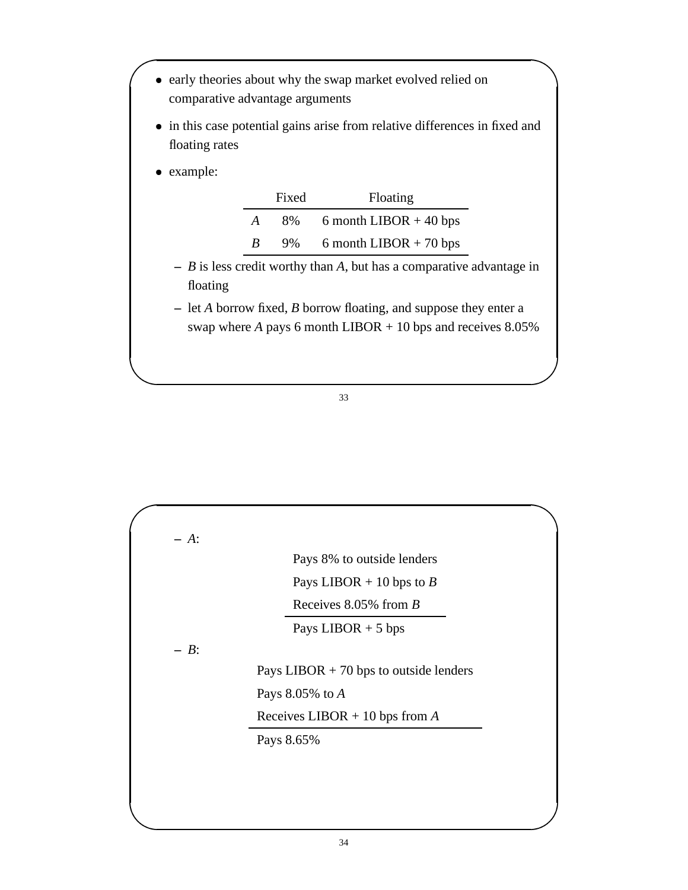- early theories about why the swap market evolved relied on comparative advantage arguments
- in this case potential gains arise from relative differences in fixed and floating rates
- example:

| | Fixed | Floating |
|---|---|---|
| *A* | 8% | 6 month LIBOR + 40 bps |
| *B* | 9% | 6 month LIBOR + 70 bps |

  – *B* is less credit worthy than *A*, but has a comparative advantage in floating

  – let *A* borrow fixed, *B* borrow floating, and suppose they enter a swap where *A* pays 6 month LIBOR + 10 bps and receives 8.05%

  – *A*:

| |
|---|
| Pays 8% to outside lenders |
| Pays LIBOR + 10 bps to *B* |
| Receives 8.05% from *B* |
| Pays LIBOR + 5 bps |

  – *B*:

| |
|---|
| Pays LIBOR + 70 bps to outside lenders |
| Pays 8.05% to *A* |
| Receives LIBOR + 10 bps from *A* |
| Pays 8.65% |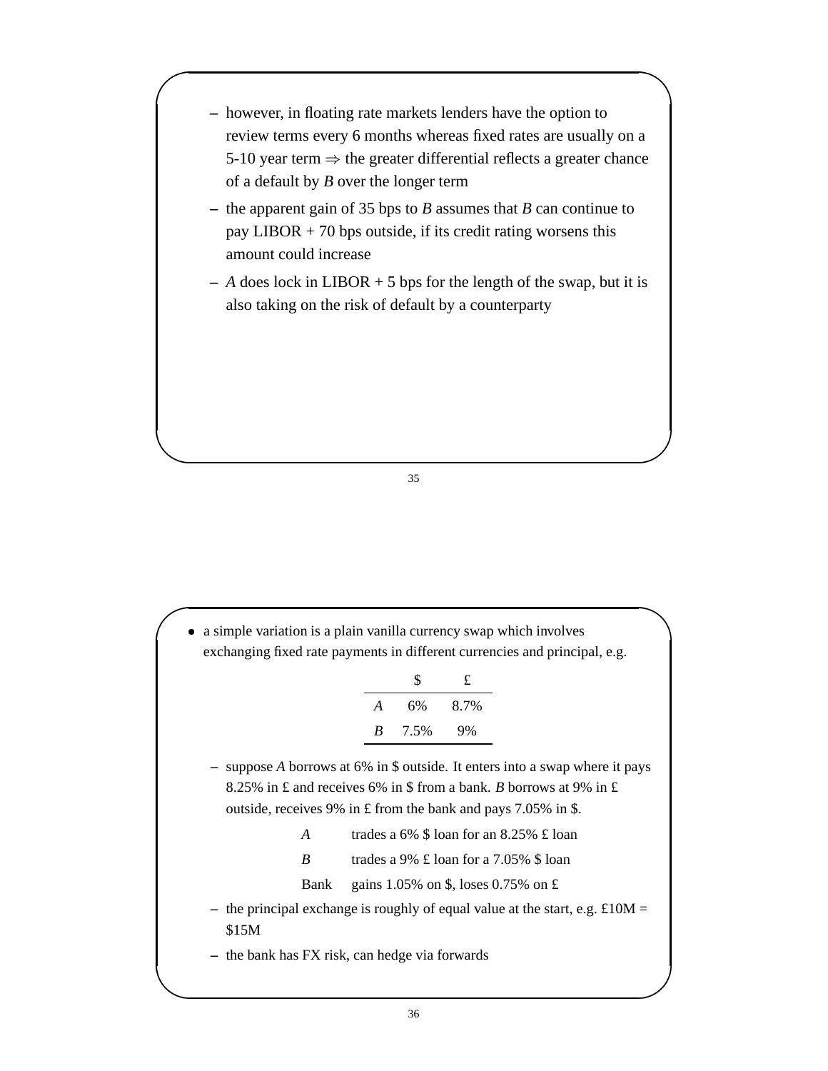- however, in floating rate markets lenders have the option to review terms every 6 months whereas fixed rates are usually on a 5-10 year term $\Rightarrow$ the greater differential reflects a greater chance of a default by *B* over the longer term
- the apparent gain of 35 bps to *B* assumes that *B* can continue to pay LIBOR + 70 bps outside, if its credit rating worsens this amount could increase
- *A* does lock in LIBOR + 5 bps for the length of the swap, but it is also taking on the risk of default by a counterparty

---

- a simple variation is a plain vanilla currency swap which involves exchanging fixed rate payments in different currencies and principal, e.g.

| | \$ | £ |
|---|---|---|
| *A* | 6% | 8.7% |
| *B* | 7.5% | 9% |

  - suppose *A* borrows at 6% in \$ outside. It enters into a swap where it pays 8.25% in £ and receives 6% in \$ from a bank. *B* borrows at 9% in £ outside, receives 9% in £ from the bank and pays 7.05% in \$.

| | |
|---|---|
| *A* | trades a 6% \$ loan for an 8.25% £ loan |
| *B* | trades a 9% £ loan for a 7.05% \$ loan |
| Bank | gains 1.05% on \$, loses 0.75% on £ |

  - the principal exchange is roughly of equal value at the start, e.g. £10M = \$15M
  - the bank has FX risk, can hedge via forwards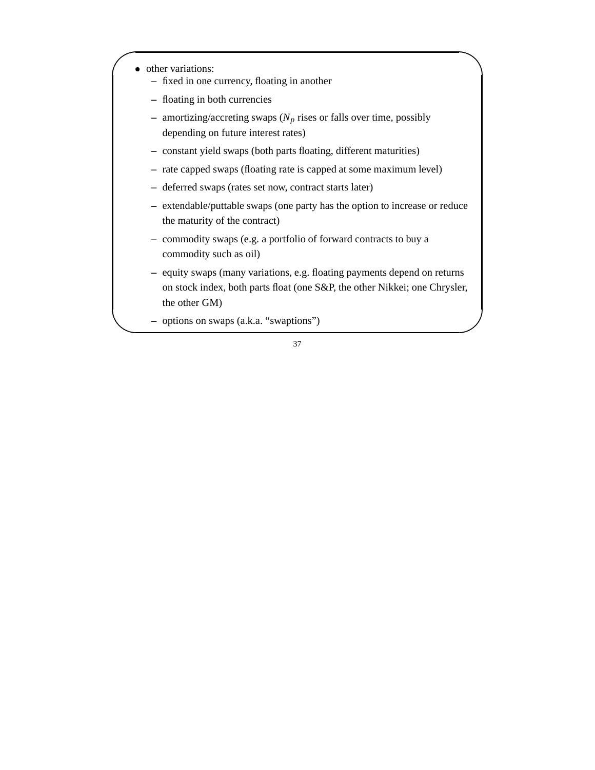- other variations:
  - fixed in one currency, floating in another
  - floating in both currencies
  - amortizing/accreting swaps ($N_p$ rises or falls over time, possibly depending on future interest rates)
  - constant yield swaps (both parts floating, different maturities)
  - rate capped swaps (floating rate is capped at some maximum level)
  - deferred swaps (rates set now, contract starts later)
  - extendable/puttable swaps (one party has the option to increase or reduce the maturity of the contract)
  - commodity swaps (e.g. a portfolio of forward contracts to buy a commodity such as oil)
  - equity swaps (many variations, e.g. floating payments depend on returns on stock index, both parts float (one S&P, the other Nikkei; one Chrysler, the other GM)
  - options on swaps (a.k.a. "swaptions")